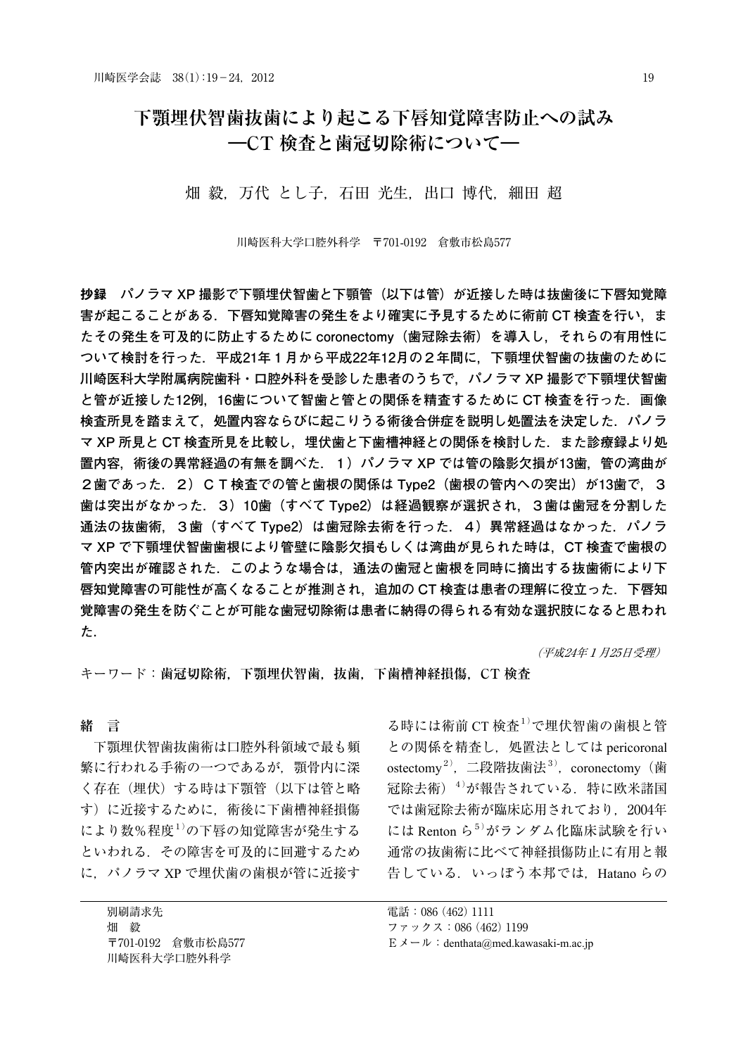# 下顎埋伏智歯抜歯により起こる下唇知覚障害防止への試み
## ―CT 検査と歯冠切除術について―

畑 毅，万代 とし子，石田 光生，出口 博代，細田 超

川崎医科大学口腔外科学　〒701-0192　倉敷市松島577

**抄録**　パノラマ XP 撮影で下顎埋伏智歯と下顎管（以下は管）が近接した時は抜歯後に下唇知覚障害が起こることがある．下唇知覚障害の発生をより確実に予見するために術前 CT 検査を行い，またその発生を可及的に防止するために coronectomy（歯冠除去術）を導入し，それらの有用性について検討を行った．平成21年１月から平成22年12月の２年間に，下顎埋伏智歯の抜歯のために川崎医科大学附属病院歯科・口腔外科を受診した患者のうちで，パノラマ XP 撮影で下顎埋伏智歯と管が近接した12例，16歯について智歯と管との関係を精査するために CT 検査を行った．画像検査所見を踏まえて，処置内容ならびに起こりうる術後合併症を説明し処置法を決定した．パノラマ XP 所見と CT 検査所見を比較し，埋伏歯と下歯槽神経との関係を検討した．また診療録より処置内容，術後の異常経過の有無を調べた．１）パノラマ XP では管の陰影欠損が13歯，管の湾曲が２歯であった．２）ＣＴ検査での管と歯根の関係は Type2（歯根の管内への突出）が13歯で，３歯は突出がなかった．３）10歯（すべて Type2）は経過観察が選択され，３歯は歯冠を分割した通法の抜歯術，３歯（すべて Type2）は歯冠除去術を行った．４）異常経過はなかった．パノラマ XP で下顎埋伏智歯歯根により管壁に陰影欠損もしくは湾曲が見られた時は，CT 検査で歯根の管内突出が確認された．このような場合は，通法の歯冠と歯根を同時に摘出する抜歯術により下唇知覚障害の可能性が高くなることが推測され，追加の CT 検査は患者の理解に役立った．下唇知覚障害の発生を防ぐことが可能な歯冠切除術は患者に納得の得られる有効な選択肢になると思われた．

*（平成24年１月25日受理）*

キーワード：**歯冠切除術，下顎埋伏智歯，抜歯，下歯槽神経損傷，CT 検査**

## 緒　言

下顎埋伏智歯抜歯術は口腔外科領域で最も頻繁に行われる手術の一つであるが，顎骨内に深く存在（埋伏）する時は下顎管（以下は管と略す）に近接するために，術後に下歯槽神経損傷により数％程度[1]の下唇の知覚障害が発生するといわれる．その障害を可及的に回避するために，パノラマ XP で埋伏歯の歯根が管に近接する時には術前 CT 検査[1]で埋伏智歯の歯根と管との関係を精査し，処置法としては pericoronal ostectomy[2]，二段階抜歯法[3]，coronectomy（歯冠除去術）[4]が報告されている．特に欧米諸国では歯冠除去術が臨床応用されており，2004年には Renton ら[5]がランダム化臨床試験を行い通常の抜歯術に比べて神経損傷防止に有用と報告している．いっぽう本邦では，Hatano らの

---

別刷請求先
畑　毅
〒701-0192　倉敷市松島577
川崎医科大学口腔外科学

電話：086（462）1111
ファックス：086（462）1199
E メール：denthata@med.kawasaki-m.ac.jp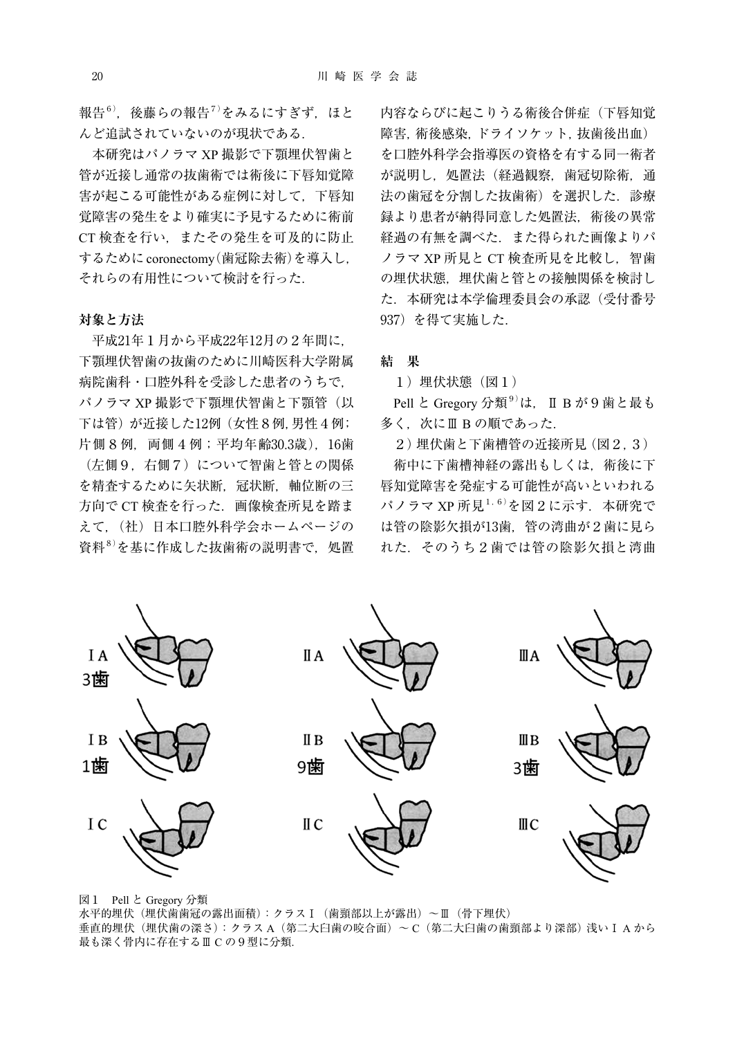報告[6]，後藤らの報告[7]をみるにすぎず，ほとんど追試されていないのが現状である．

本研究はパノラマ XP 撮影で下顎埋伏智歯と管が近接し通常の抜歯術では術後に下唇知覚障害が起こる可能性がある症例に対して，下唇知覚障害の発生をより確実に予見するために術前 CT 検査を行い，またその発生を可及的に防止するために coronectomy（歯冠除去術）を導入し，それらの有用性について検討を行った．

## 対象と方法

平成21年１月から平成22年12月の２年間に，下顎埋伏智歯の抜歯のために川崎医科大学附属病院歯科・口腔外科を受診した患者のうちで，パノラマ XP 撮影で下顎埋伏智歯と下顎管（以下は管）が近接した12例（女性８例, 男性４例；片側８例，両側４例；平均年齢30.3歳），16歯（左側９，右側７）について智歯と管との関係を精査するために矢状断，冠状断，軸位断の三方向で CT 検査を行った．画像検査所見を踏まえて，（社）日本口腔外科学会ホームページの資料[8]を基に作成した抜歯術の説明書で，処置内容ならびに起こりうる術後合併症（下唇知覚障害, 術後感染, ドライソケット, 抜歯後出血）を口腔外科学会指導医の資格を有する同一術者が説明し，処置法（経過観察，歯冠切除術，通法の歯冠を分割した抜歯術）を選択した．診療録より患者が納得同意した処置法，術後の異常経過の有無を調べた．また得られた画像よりパノラマ XP 所見と CT 検査所見を比較し，智歯の埋伏状態，埋伏歯と管との接触関係を検討した．本研究は本学倫理委員会の承認（受付番号 937）を得て実施した．

## 結　果

１）埋伏状態（図１）

Pell と Gregory 分類[9]は，ⅡＢが９歯と最も多く，次にⅢＢの順であった．

２）埋伏歯と下歯槽管の近接所見（図２，３）

術中に下歯槽神経の露出もしくは，術後に下唇知覚障害を発症する可能性が高いといわれるパノラマ XP 所見[1,6]を図２に示す．本研究では管の陰影欠損が13歯，管の湾曲が２歯に見られた．そのうち２歯では管の陰影欠損と湾曲

ⅠA 3歯　ⅡA　ⅢA

ⅠB 1歯　ⅡB 9歯　ⅢB 3歯

ⅠC　ⅡC　ⅢC

図１　Pell と Gregory 分類
水平的埋伏（埋伏歯歯冠の露出面積）：クラスⅠ（歯頸部以上が露出）～Ⅲ（骨下埋伏）
垂直的埋伏（埋伏歯の深さ）：クラスＡ（第二大臼歯の咬合面）～Ｃ（第二大臼歯の歯頸部より深部）浅いⅠＡから最も深く骨内に存在するⅢＣの９型に分類.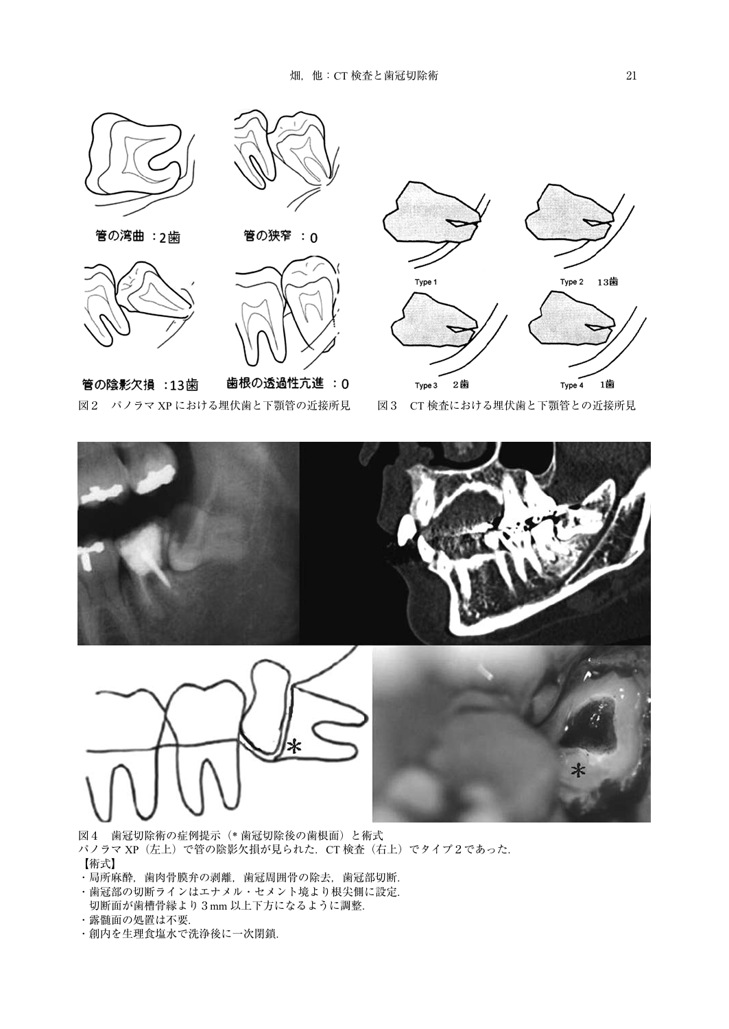管の湾曲 ：2歯

管の狭窄 ：0

管の陰影欠損 ：13歯

歯根の透過性亢進 ：0

図２　パノラマ XP における埋伏歯と下顎管の近接所見

Type 1

Type 2　13歯

Type 3　2歯

Type 4　1歯

図３　CT 検査における埋伏歯と下顎管との近接所見

図４　歯冠切除術の症例提示（* 歯冠切除後の歯根面）と術式
パノラマ XP（左上）で管の陰影欠損が見られた．CT 検査（右上）でタイプ２であった．
【術式】
・局所麻酔，歯肉骨膜弁の剥離，歯冠周囲骨の除去，歯冠部切断．
・歯冠部の切断ラインはエナメル・セメント境より根尖側に設定．
　切断面が歯槽骨縁より３mm 以上下方になるように調整．
・露髄面の処置は不要．
・創内を生理食塩水で洗浄後に一次閉鎖．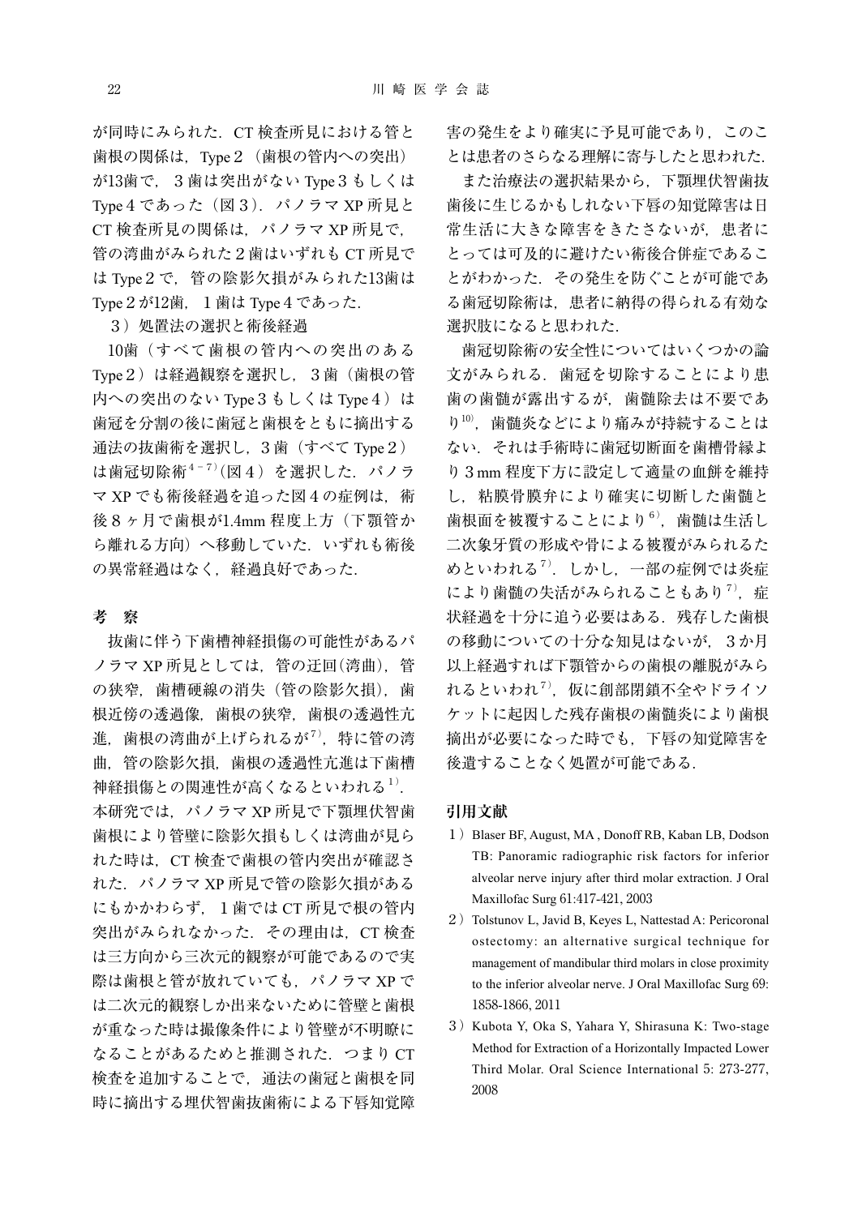が同時にみられた．CT 検査所見における管と歯根の関係は，Type 2（歯根の管内への突出）が13歯で，3歯は突出がない Type 3 もしくは Type 4 であった（図3）．パノラマ XP 所見と CT 検査所見の関係は，パノラマ XP 所見で，管の湾曲がみられた2歯はいずれも CT 所見では Type 2 で，管の陰影欠損がみられた13歯は Type 2 が12歯，1歯は Type 4 であった．

3）処置法の選択と術後経過

10歯（すべて歯根の管内への突出のある Type 2）は経過観察を選択し，3歯（歯根の管内への突出のない Type 3 もしくは Type 4）は歯冠を分割の後に歯冠と歯根をともに摘出する通法の抜歯術を選択し，3歯（すべて Type 2）は歯冠切除術[4-7]（図4）を選択した．パノラマ XP でも術後経過を追った図4の症例は，術後8ヶ月で歯根が1.4mm 程度上方（下顎管から離れる方向）へ移動していた．いずれも術後の異常経過はなく，経過良好であった．

## 考　察

抜歯に伴う下歯槽神経損傷の可能性があるパノラマ XP 所見としては，管の迂回（湾曲），管の狭窄，歯槽硬線の消失（管の陰影欠損），歯根近傍の透過像，歯根の狭窄，歯根の透過性亢進，歯根の湾曲が上げられるが[7]，特に管の湾曲，管の陰影欠損，歯根の透過性亢進は下歯槽神経損傷との関連性が高くなるといわれる[1]．本研究では，パノラマ XP 所見で下顎埋伏智歯歯根により管壁に陰影欠損もしくは湾曲が見られた時は，CT 検査で歯根の管内突出が確認された．パノラマ XP 所見で管の陰影欠損があるにもかかわらず，1歯では CT 所見で根の管内突出がみられなかった．その理由は，CT 検査は三方向から三次元的観察が可能であるので実際は歯根と管が放れていても，パノラマ XP では二次元的観察しか出来ないために管壁と歯根が重なった時は撮像条件により管壁が不明瞭になることがあるためと推測された．つまり CT 検査を追加することで，通法の歯冠と歯根を同時に摘出する埋伏智歯抜歯術による下唇知覚障害の発生をより確実に予見可能であり，このことは患者のさらなる理解に寄与したと思われた．

また治療法の選択結果から，下顎埋伏智歯抜歯後に生じるかもしれない下唇の知覚障害は日常生活に大きな障害をきたさないが，患者にとっては可及的に避けたい術後合併症であることがわかった．その発生を防ぐことが可能である歯冠切除術は，患者に納得の得られる有効な選択肢になると思われた．

歯冠切除術の安全性についてはいくつかの論文がみられる．歯冠を切除することにより患歯の歯髄が露出するが，歯髄除去は不要であり[10]，歯髄炎などにより痛みが持続することはない．それは手術時に歯冠切断面を歯槽骨縁より3mm 程度下方に設定して適量の血餅を維持し，粘膜骨膜弁により確実に切断した歯髄と歯根面を被覆することにより[6]，歯髄は生活し二次象牙質の形成や骨による被覆がみられるためといわれる[7]．しかし，一部の症例では炎症により歯髄の失活がみられることもあり[7]，症状経過を十分に追う必要はある．残存した歯根の移動についての十分な知見はないが，3か月以上経過すれば下顎管からの歯根の離脱がみられるといわれ[7]，仮に創部閉鎖不全やドライソケットに起因した残存歯根の歯髄炎により歯根摘出が必要になった時でも，下唇の知覚障害を後遺することなく処置が可能である．

## 引用文献

1）Blaser BF, August, MA , Donoff RB, Kaban LB, Dodson TB: Panoramic radiographic risk factors for inferior alveolar nerve injury after third molar extraction. J Oral Maxillofac Surg 61:417-421, 2003

2）Tolstunov L, Javid B, Keyes L, Nattestad A: Pericoronal ostectomy: an alternative surgical technique for management of mandibular third molars in close proximity to the inferior alveolar nerve. J Oral Maxillofac Surg 69: 1858-1866, 2011

3）Kubota Y, Oka S, Yahara Y, Shirasuna K: Two-stage Method for Extraction of a Horizontally Impacted Lower Third Molar. Oral Science International 5: 273-277, 2008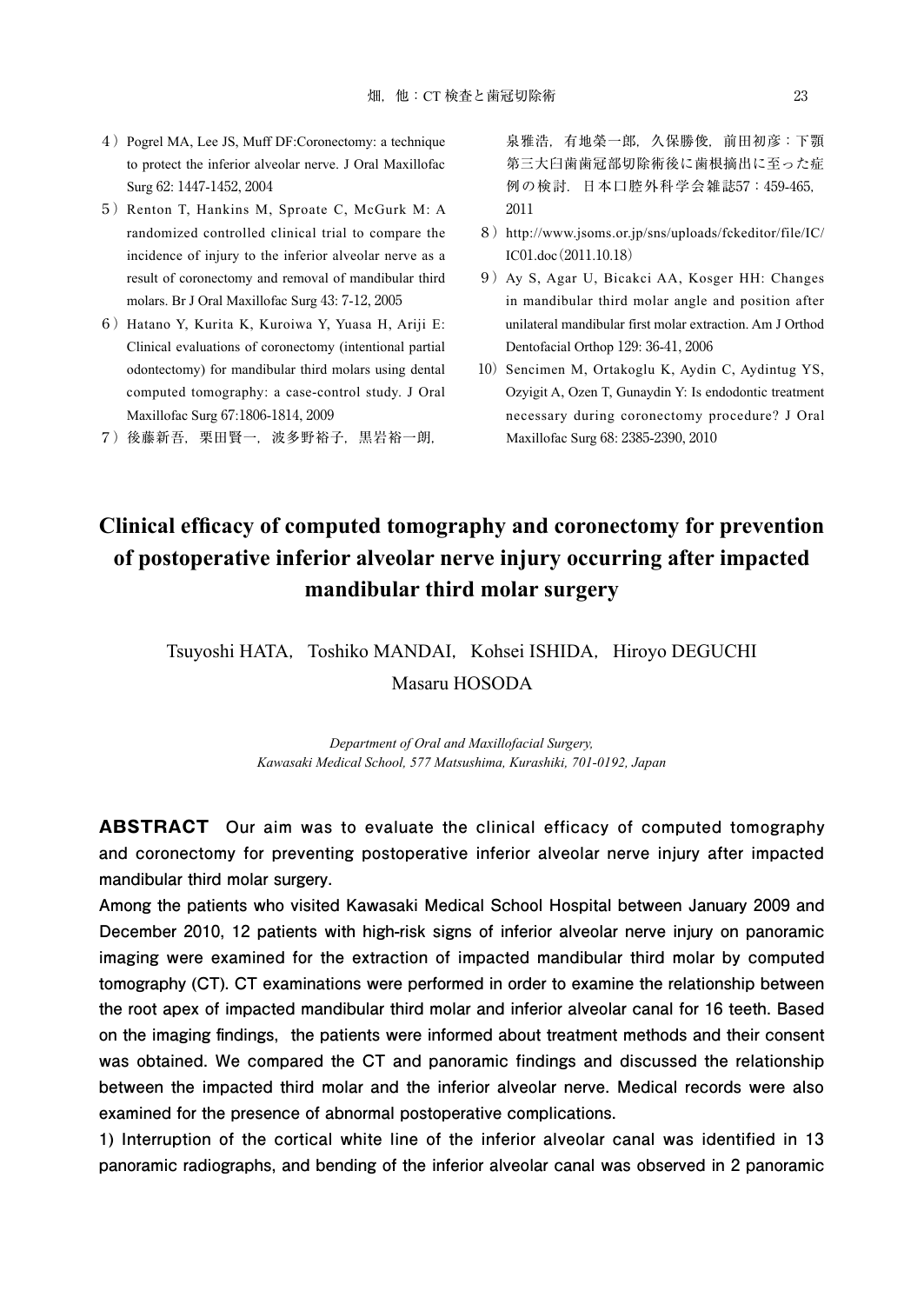4) Pogrel MA, Lee JS, Muff DF:Coronectomy: a technique to protect the inferior alveolar nerve. J Oral Maxillofac Surg 62: 1447-1452, 2004

5) Renton T, Hankins M, Sproate C, McGurk M: A randomized controlled clinical trial to compare the incidence of injury to the inferior alveolar nerve as a result of coronectomy and removal of mandibular third molars. Br J Oral Maxillofac Surg 43: 7-12, 2005

6) Hatano Y, Kurita K, Kuroiwa Y, Yuasa H, Ariji E: Clinical evaluations of coronectomy (intentional partial odontectomy) for mandibular third molars using dental computed tomography: a case-control study. J Oral Maxillofac Surg 67:1806-1814, 2009

7) 後藤新吾，栗田賢一，波多野裕子，黒岩裕一朗，泉雅浩，有地榮一郎，久保勝俊，前田初彦：下顎第三大臼歯歯冠部切除術後に歯根摘出に至った症例の検討．日本口腔外科学会雑誌57：459-465, 2011

8) http://www.jsoms.or.jp/sns/uploads/fckeditor/file/IC/IC01.doc（2011.10.18）

9) Ay S, Agar U, Bicakci AA, Kosger HH: Changes in mandibular third molar angle and position after unilateral mandibular first molar extraction. Am J Orthod Dentofacial Orthop 129: 36-41, 2006

10) Sencimen M, Ortakoglu K, Aydin C, Aydintug YS, Ozyigit A, Ozen T, Gunaydin Y: Is endodontic treatment necessary during coronectomy procedure? J Oral Maxillofac Surg 68: 2385-2390, 2010

# Clinical efficacy of computed tomography and coronectomy for prevention of postoperative inferior alveolar nerve injury occurring after impacted mandibular third molar surgery

Tsuyoshi HATA, Toshiko MANDAI, Kohsei ISHIDA, Hiroyo DEGUCHI
Masaru HOSODA

*Department of Oral and Maxillofacial Surgery,*
*Kawasaki Medical School, 577 Matsushima, Kurashiki, 701-0192, Japan*

**ABSTRACT** Our aim was to evaluate the clinical efficacy of computed tomography and coronectomy for preventing postoperative inferior alveolar nerve injury after impacted mandibular third molar surgery.

Among the patients who visited Kawasaki Medical School Hospital between January 2009 and December 2010, 12 patients with high-risk signs of inferior alveolar nerve injury on panoramic imaging were examined for the extraction of impacted mandibular third molar by computed tomography (CT). CT examinations were performed in order to examine the relationship between the root apex of impacted mandibular third molar and inferior alveolar canal for 16 teeth. Based on the imaging findings, the patients were informed about treatment methods and their consent was obtained. We compared the CT and panoramic findings and discussed the relationship between the impacted third molar and the inferior alveolar nerve. Medical records were also examined for the presence of abnormal postoperative complications.

1) Interruption of the cortical white line of the inferior alveolar canal was identified in 13 panoramic radiographs, and bending of the inferior alveolar canal was observed in 2 panoramic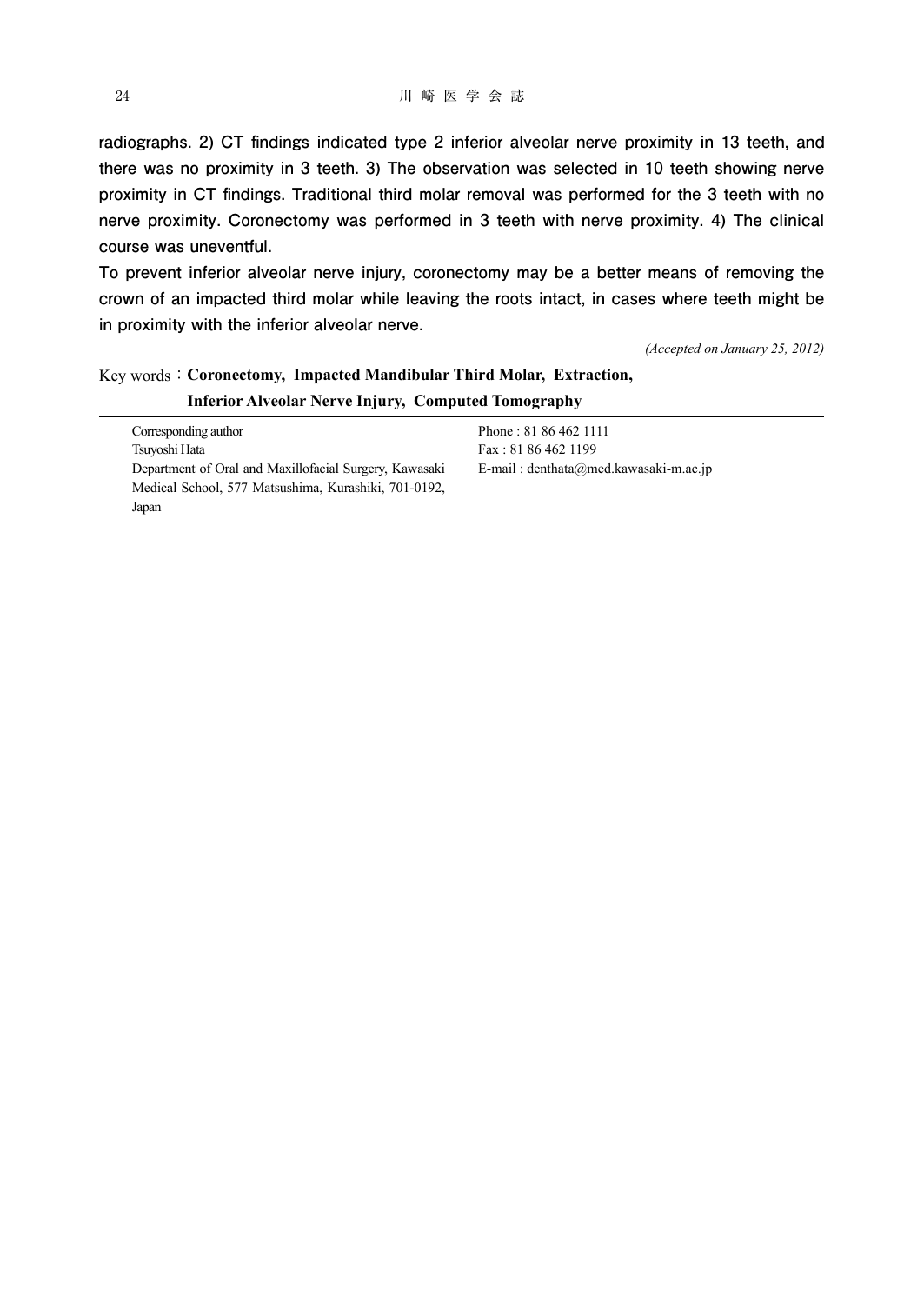**radiographs. 2) CT findings indicated type 2 inferior alveolar nerve proximity in 13 teeth, and there was no proximity in 3 teeth. 3) The observation was selected in 10 teeth showing nerve proximity in CT findings. Traditional third molar removal was performed for the 3 teeth with no nerve proximity. Coronectomy was performed in 3 teeth with nerve proximity. 4) The clinical course was uneventful.**

**To prevent inferior alveolar nerve injury, coronectomy may be a better means of removing the crown of an impacted third molar while leaving the roots intact, in cases where teeth might be in proximity with the inferior alveolar nerve.**

*(Accepted on January 25, 2012)*

Key words：**Coronectomy, Impacted Mandibular Third Molar, Extraction, Inferior Alveolar Nerve Injury, Computed Tomography**

---

Corresponding author
Tsuyoshi Hata
Department of Oral and Maxillofacial Surgery, Kawasaki Medical School, 577 Matsushima, Kurashiki, 701-0192, Japan

Phone : 81 86 462 1111
Fax : 81 86 462 1199
E-mail : denthata@med.kawasaki-m.ac.jp